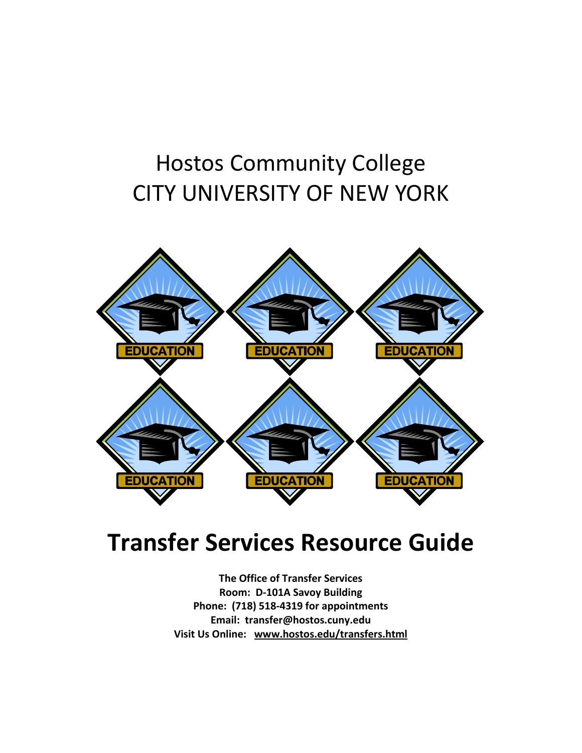# Hostos Community College
# CITY UNIVERSITY OF NEW YORK

# Transfer Services Resource Guide

**The Office of Transfer Services**
**Room: D-101A Savoy Building**
**Phone: (718) 518-4319 for appointments**
**Email: transfer@hostos.cuny.edu**
**Visit Us Online: www.hostos.edu/transfers.html**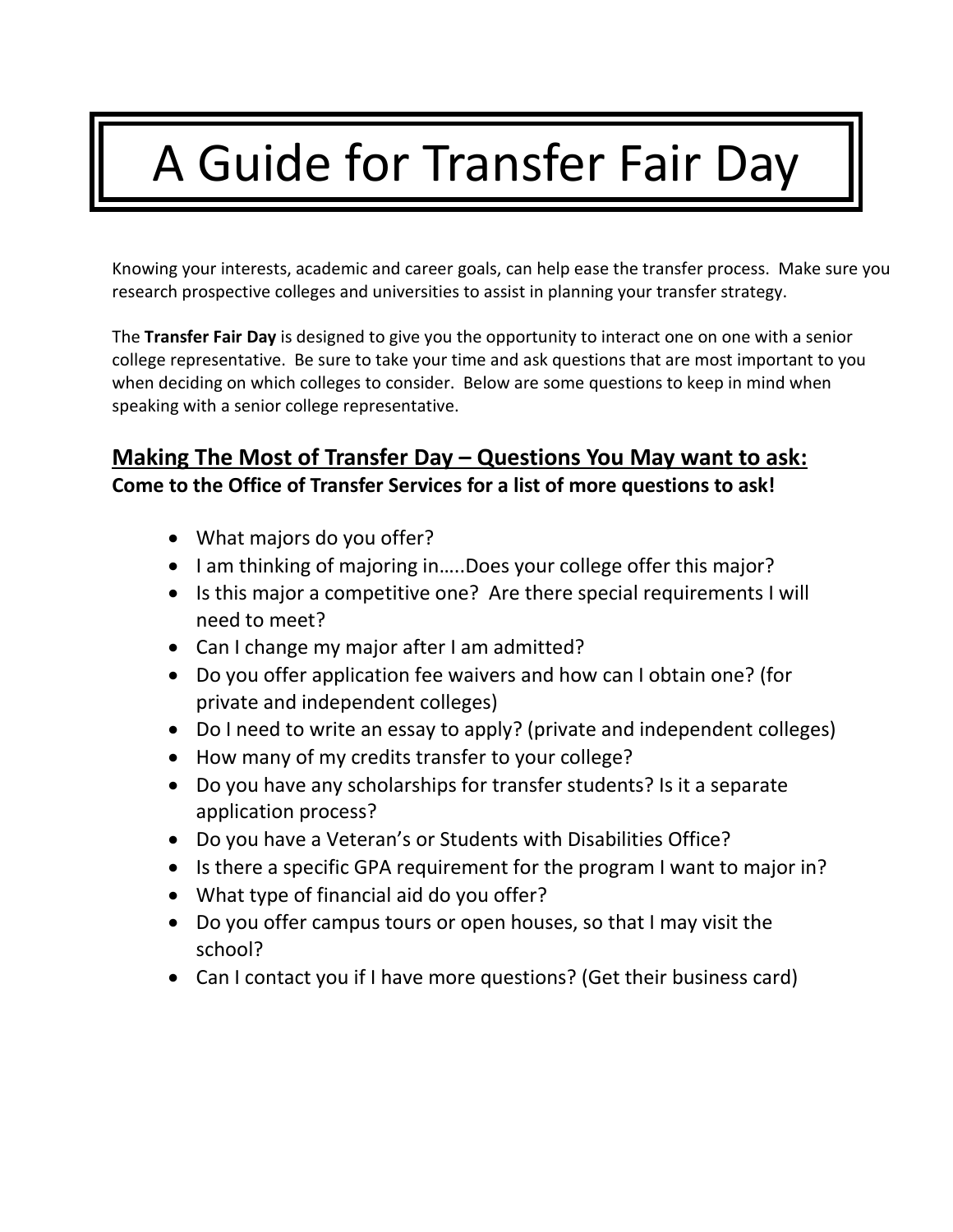# A Guide for Transfer Fair Day

Knowing your interests, academic and career goals, can help ease the transfer process. Make sure you research prospective colleges and universities to assist in planning your transfer strategy.

The **Transfer Fair Day** is designed to give you the opportunity to interact one on one with a senior college representative. Be sure to take your time and ask questions that are most important to you when deciding on which colleges to consider. Below are some questions to keep in mind when speaking with a senior college representative.

## <u>Making The Most of Transfer Day – Questions You May want to ask:</u>

**Come to the Office of Transfer Services for a list of more questions to ask!**

- What majors do you offer?
- I am thinking of majoring in…..Does your college offer this major?
- Is this major a competitive one? Are there special requirements I will need to meet?
- Can I change my major after I am admitted?
- Do you offer application fee waivers and how can I obtain one? (for private and independent colleges)
- Do I need to write an essay to apply? (private and independent colleges)
- How many of my credits transfer to your college?
- Do you have any scholarships for transfer students? Is it a separate application process?
- Do you have a Veteran's or Students with Disabilities Office?
- Is there a specific GPA requirement for the program I want to major in?
- What type of financial aid do you offer?
- Do you offer campus tours or open houses, so that I may visit the school?
- Can I contact you if I have more questions? (Get their business card)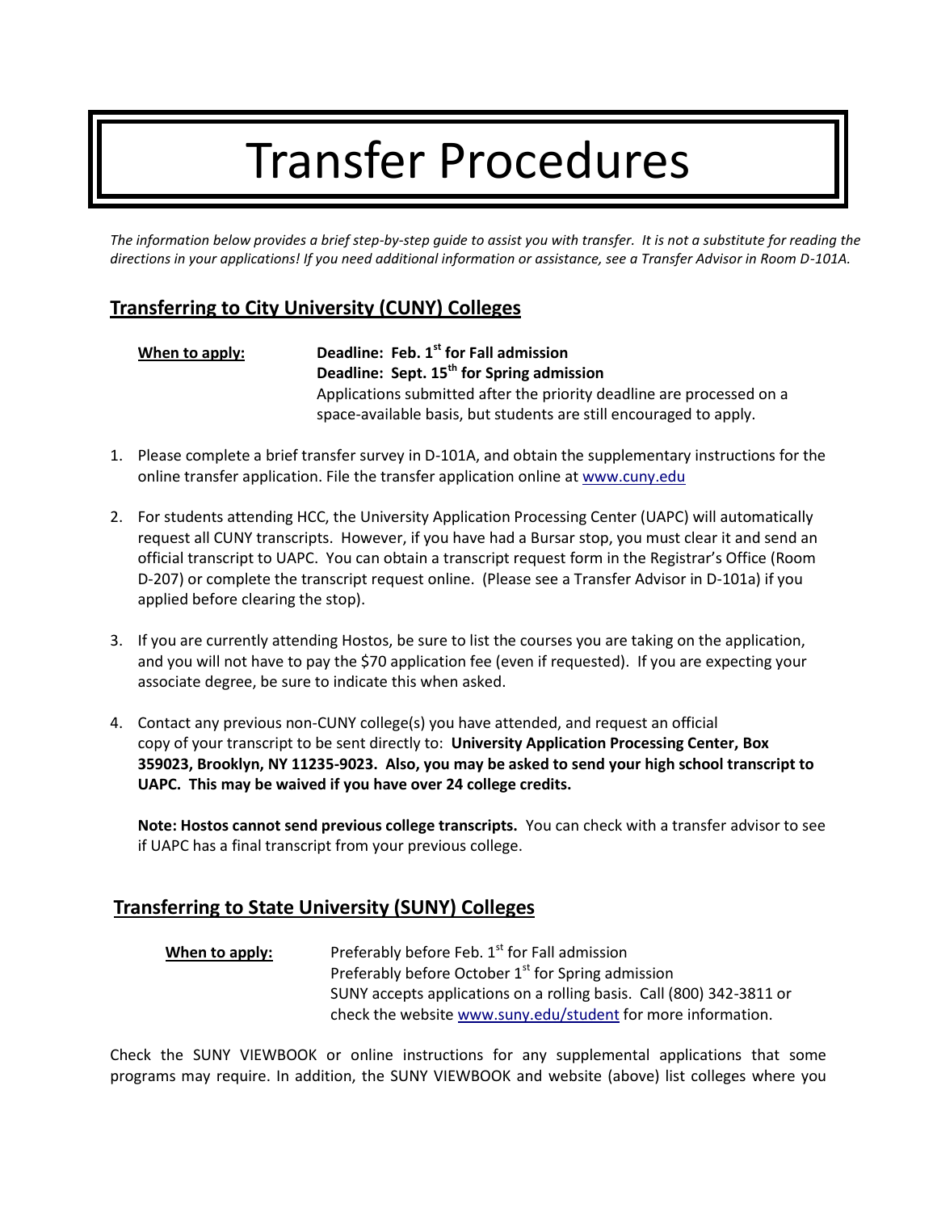# Transfer Procedures

*The information below provides a brief step-by-step guide to assist you with transfer. It is not a substitute for reading the directions in your applications! If you need additional information or assistance, see a Transfer Advisor in Room D-101A.*

## Transferring to City University (CUNY) Colleges

**When to apply:**

**Deadline: Feb. 1st for Fall admission**
**Deadline: Sept. 15th for Spring admission**
Applications submitted after the priority deadline are processed on a space-available basis, but students are still encouraged to apply.

1. Please complete a brief transfer survey in D-101A, and obtain the supplementary instructions for the online transfer application. File the transfer application online at www.cuny.edu

2. For students attending HCC, the University Application Processing Center (UAPC) will automatically request all CUNY transcripts. However, if you have had a Bursar stop, you must clear it and send an official transcript to UAPC. You can obtain a transcript request form in the Registrar's Office (Room D-207) or complete the transcript request online. (Please see a Transfer Advisor in D-101a) if you applied before clearing the stop).

3. If you are currently attending Hostos, be sure to list the courses you are taking on the application, and you will not have to pay the $70 application fee (even if requested). If you are expecting your associate degree, be sure to indicate this when asked.

4. Contact any previous non-CUNY college(s) you have attended, and request an official copy of your transcript to be sent directly to: **University Application Processing Center, Box 359023, Brooklyn, NY 11235-9023. Also, you may be asked to send your high school transcript to UAPC. This may be waived if you have over 24 college credits.**

   **Note: Hostos cannot send previous college transcripts.** You can check with a transfer advisor to see if UAPC has a final transcript from your previous college.

## Transferring to State University (SUNY) Colleges

**When to apply:**

Preferably before Feb. 1st for Fall admission
Preferably before October 1st for Spring admission
SUNY accepts applications on a rolling basis. Call (800) 342-3811 or check the website www.suny.edu/student for more information.

Check the SUNY VIEWBOOK or online instructions for any supplemental applications that some programs may require. In addition, the SUNY VIEWBOOK and website (above) list colleges where you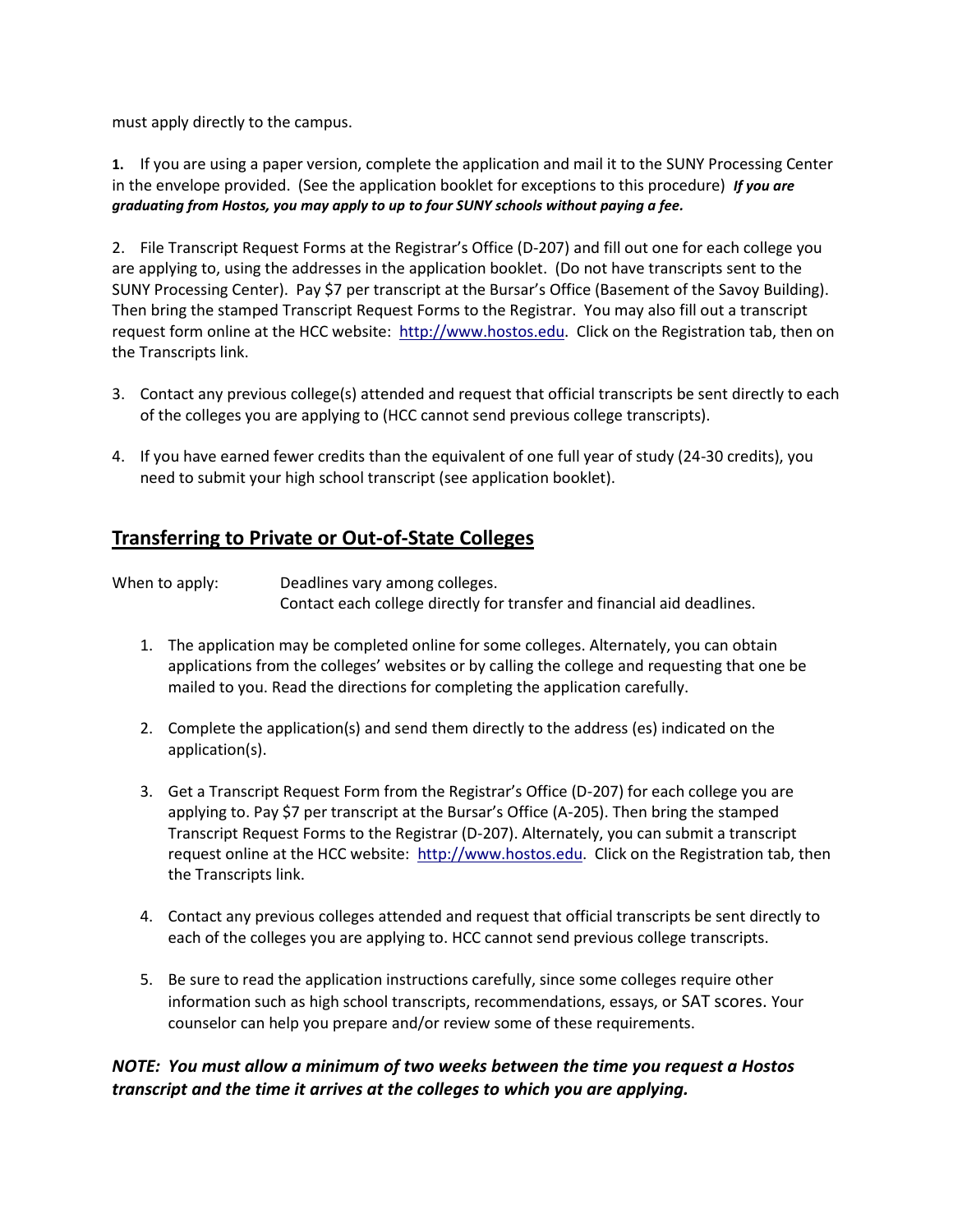must apply directly to the campus.

**1.** If you are using a paper version, complete the application and mail it to the SUNY Processing Center in the envelope provided. (See the application booklet for exceptions to this procedure) ***If you are graduating from Hostos, you may apply to up to four SUNY schools without paying a fee.***

2. File Transcript Request Forms at the Registrar's Office (D-207) and fill out one for each college you are applying to, using the addresses in the application booklet. (Do not have transcripts sent to the SUNY Processing Center). Pay $7 per transcript at the Bursar's Office (Basement of the Savoy Building). Then bring the stamped Transcript Request Forms to the Registrar. You may also fill out a transcript request form online at the HCC website: [http://www.hostos.edu](http://www.hostos.edu). Click on the Registration tab, then on the Transcripts link.

3. Contact any previous college(s) attended and request that official transcripts be sent directly to each of the colleges you are applying to (HCC cannot send previous college transcripts).

4. If you have earned fewer credits than the equivalent of one full year of study (24-30 credits), you need to submit your high school transcript (see application booklet).

## Transferring to Private or Out-of-State Colleges

When to apply: Deadlines vary among colleges.
Contact each college directly for transfer and financial aid deadlines.

1. The application may be completed online for some colleges. Alternately, you can obtain applications from the colleges' websites or by calling the college and requesting that one be mailed to you. Read the directions for completing the application carefully.

2. Complete the application(s) and send them directly to the address (es) indicated on the application(s).

3. Get a Transcript Request Form from the Registrar's Office (D-207) for each college you are applying to. Pay $7 per transcript at the Bursar's Office (A-205). Then bring the stamped Transcript Request Forms to the Registrar (D-207). Alternately, you can submit a transcript request online at the HCC website: [http://www.hostos.edu](http://www.hostos.edu). Click on the Registration tab, then the Transcripts link.

4. Contact any previous colleges attended and request that official transcripts be sent directly to each of the colleges you are applying to. HCC cannot send previous college transcripts.

5. Be sure to read the application instructions carefully, since some colleges require other information such as high school transcripts, recommendations, essays, or SAT scores. Your counselor can help you prepare and/or review some of these requirements.

***NOTE: You must allow a minimum of two weeks between the time you request a Hostos transcript and the time it arrives at the colleges to which you are applying.***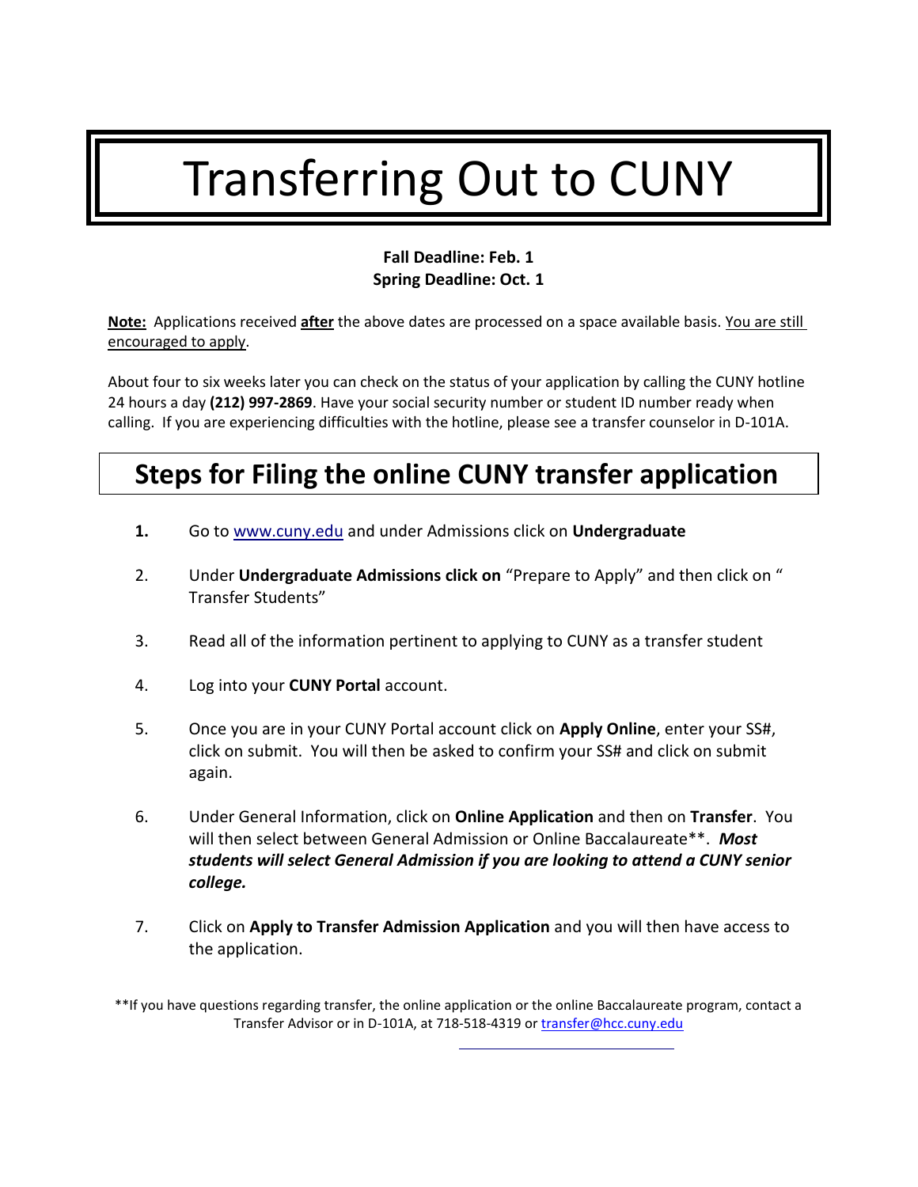# Transferring Out to CUNY

**Fall Deadline: Feb. 1**
**Spring Deadline: Oct. 1**

**Note:** Applications received **after** the above dates are processed on a space available basis. You are still encouraged to apply.

About four to six weeks later you can check on the status of your application by calling the CUNY hotline 24 hours a day **(212) 997-2869**. Have your social security number or student ID number ready when calling. If you are experiencing difficulties with the hotline, please see a transfer counselor in D-101A.

## Steps for Filing the online CUNY transfer application

1. Go to www.cuny.edu and under Admissions click on **Undergraduate**
2. Under **Undergraduate Admissions click on** "Prepare to Apply" and then click on " Transfer Students"
3. Read all of the information pertinent to applying to CUNY as a transfer student
4. Log into your **CUNY Portal** account.
5. Once you are in your CUNY Portal account click on **Apply Online**, enter your SS#, click on submit. You will then be asked to confirm your SS# and click on submit again.
6. Under General Information, click on **Online Application** and then on **Transfer**. You will then select between General Admission or Online Baccalaureate**. ***Most students will select General Admission if you are looking to attend a CUNY senior college.***
7. Click on **Apply to Transfer Admission Application** and you will then have access to the application.

**If you have questions regarding transfer, the online application or the online Baccalaureate program, contact a Transfer Advisor or in D-101A, at 718-518-4319 or transfer@hcc.cuny.edu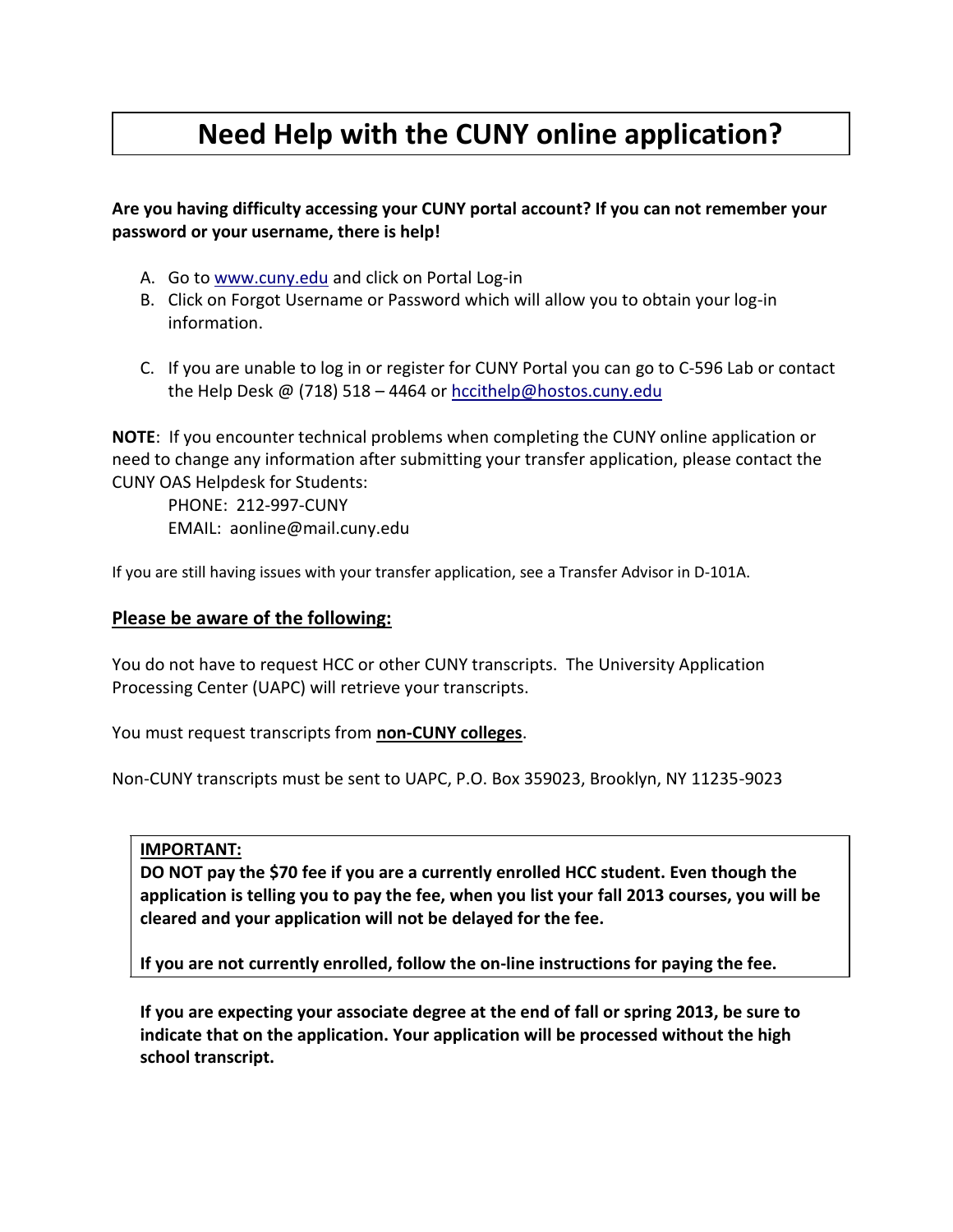# Need Help with the CUNY online application?

**Are you having difficulty accessing your CUNY portal account? If you can not remember your password or your username, there is help!**

A. Go to [www.cuny.edu](http://www.cuny.edu) and click on Portal Log-in
B. Click on Forgot Username or Password which will allow you to obtain your log-in information.

C. If you are unable to log in or register for CUNY Portal you can go to C-596 Lab or contact the Help Desk @ (718) 518 – 4464 or [hccithelp@hostos.cuny.edu](mailto:hccithelp@hostos.cuny.edu)

**NOTE**: If you encounter technical problems when completing the CUNY online application or need to change any information after submitting your transfer application, please contact the CUNY OAS Helpdesk for Students:

PHONE: 212-997-CUNY
EMAIL: aonline@mail.cuny.edu

If you are still having issues with your transfer application, see a Transfer Advisor in D-101A.

## Please be aware of the following:

You do not have to request HCC or other CUNY transcripts. The University Application Processing Center (UAPC) will retrieve your transcripts.

You must request transcripts from **non-CUNY colleges**.

Non-CUNY transcripts must be sent to UAPC, P.O. Box 359023, Brooklyn, NY 11235-9023

**IMPORTANT:**
**DO NOT pay the $70 fee if you are a currently enrolled HCC student. Even though the application is telling you to pay the fee, when you list your fall 2013 courses, you will be cleared and your application will not be delayed for the fee.**

**If you are not currently enrolled, follow the on-line instructions for paying the fee.**

**If you are expecting your associate degree at the end of fall or spring 2013, be sure to indicate that on the application. Your application will be processed without the high school transcript.**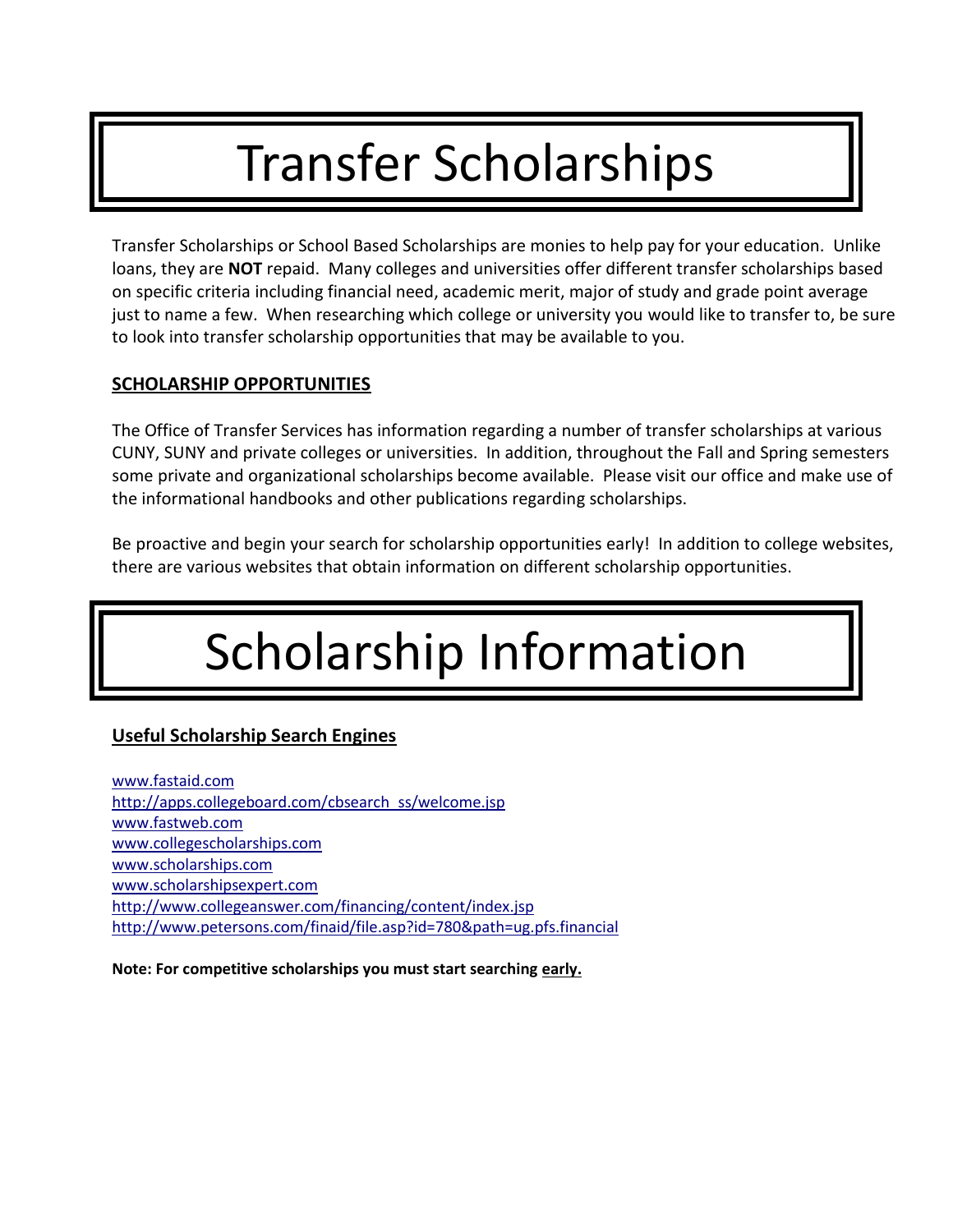# Transfer Scholarships

Transfer Scholarships or School Based Scholarships are monies to help pay for your education. Unlike loans, they are **NOT** repaid. Many colleges and universities offer different transfer scholarships based on specific criteria including financial need, academic merit, major of study and grade point average just to name a few. When researching which college or university you would like to transfer to, be sure to look into transfer scholarship opportunities that may be available to you.

## SCHOLARSHIP OPPORTUNITIES

The Office of Transfer Services has information regarding a number of transfer scholarships at various CUNY, SUNY and private colleges or universities. In addition, throughout the Fall and Spring semesters some private and organizational scholarships become available. Please visit our office and make use of the informational handbooks and other publications regarding scholarships.

Be proactive and begin your search for scholarship opportunities early! In addition to college websites, there are various websites that obtain information on different scholarship opportunities.

# Scholarship Information

## Useful Scholarship Search Engines

www.fastaid.com
http://apps.collegeboard.com/cbsearch_ss/welcome.jsp
www.fastweb.com
www.collegescholarships.com
www.scholarships.com
www.scholarshipsexpert.com
http://www.collegeanswer.com/financing/content/index.jsp
http://www.petersons.com/finaid/file.asp?id=780&path=ug.pfs.financial

**Note: For competitive scholarships you must start searching early.**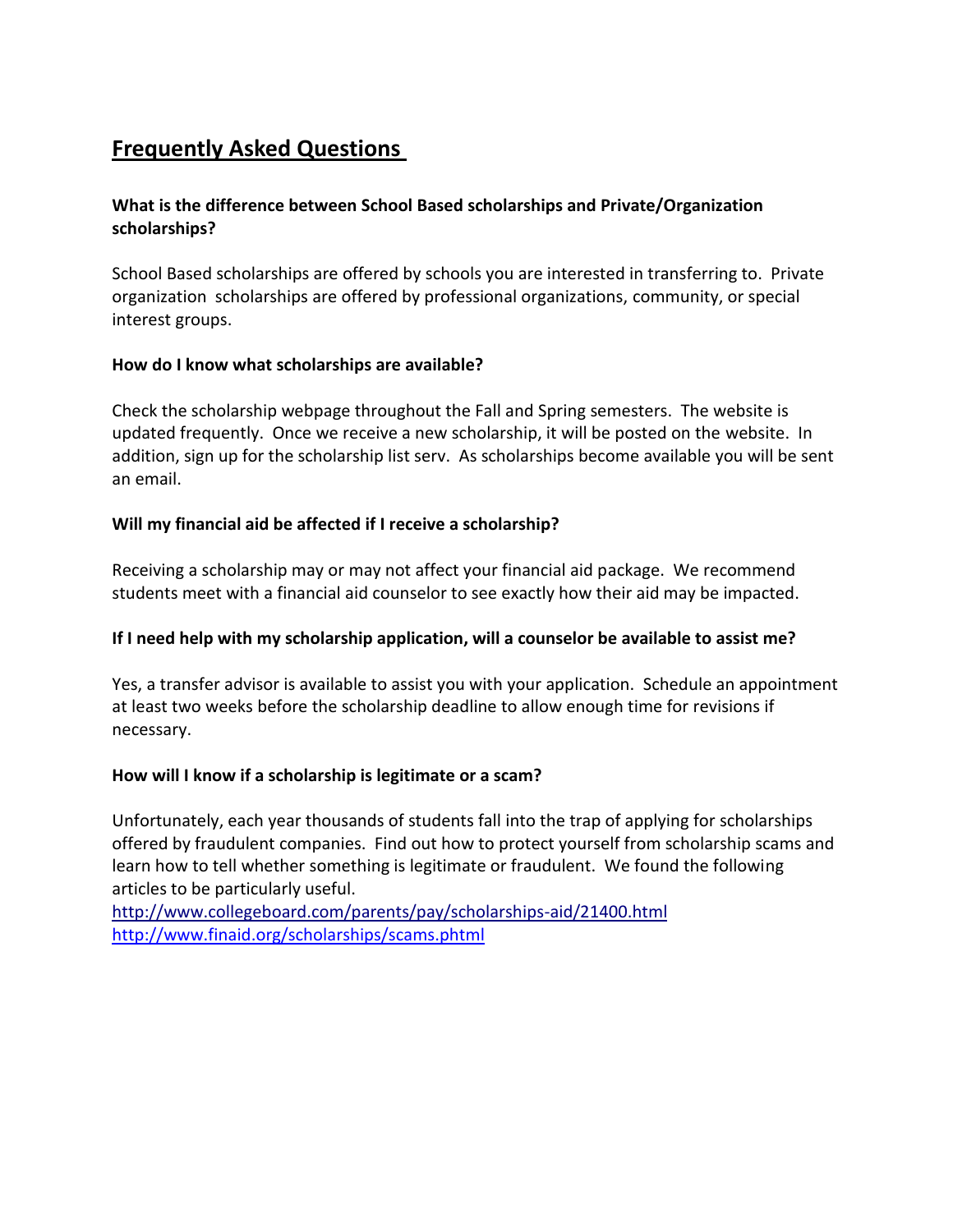# Frequently Asked Questions

**What is the difference between School Based scholarships and Private/Organization scholarships?**

School Based scholarships are offered by schools you are interested in transferring to. Private organization scholarships are offered by professional organizations, community, or special interest groups.

**How do I know what scholarships are available?**

Check the scholarship webpage throughout the Fall and Spring semesters. The website is updated frequently. Once we receive a new scholarship, it will be posted on the website. In addition, sign up for the scholarship list serv. As scholarships become available you will be sent an email.

**Will my financial aid be affected if I receive a scholarship?**

Receiving a scholarship may or may not affect your financial aid package. We recommend students meet with a financial aid counselor to see exactly how their aid may be impacted.

**If I need help with my scholarship application, will a counselor be available to assist me?**

Yes, a transfer advisor is available to assist you with your application. Schedule an appointment at least two weeks before the scholarship deadline to allow enough time for revisions if necessary.

**How will I know if a scholarship is legitimate or a scam?**

Unfortunately, each year thousands of students fall into the trap of applying for scholarships offered by fraudulent companies. Find out how to protect yourself from scholarship scams and learn how to tell whether something is legitimate or fraudulent. We found the following articles to be particularly useful.
http://www.collegeboard.com/parents/pay/scholarships-aid/21400.html
http://www.finaid.org/scholarships/scams.phtml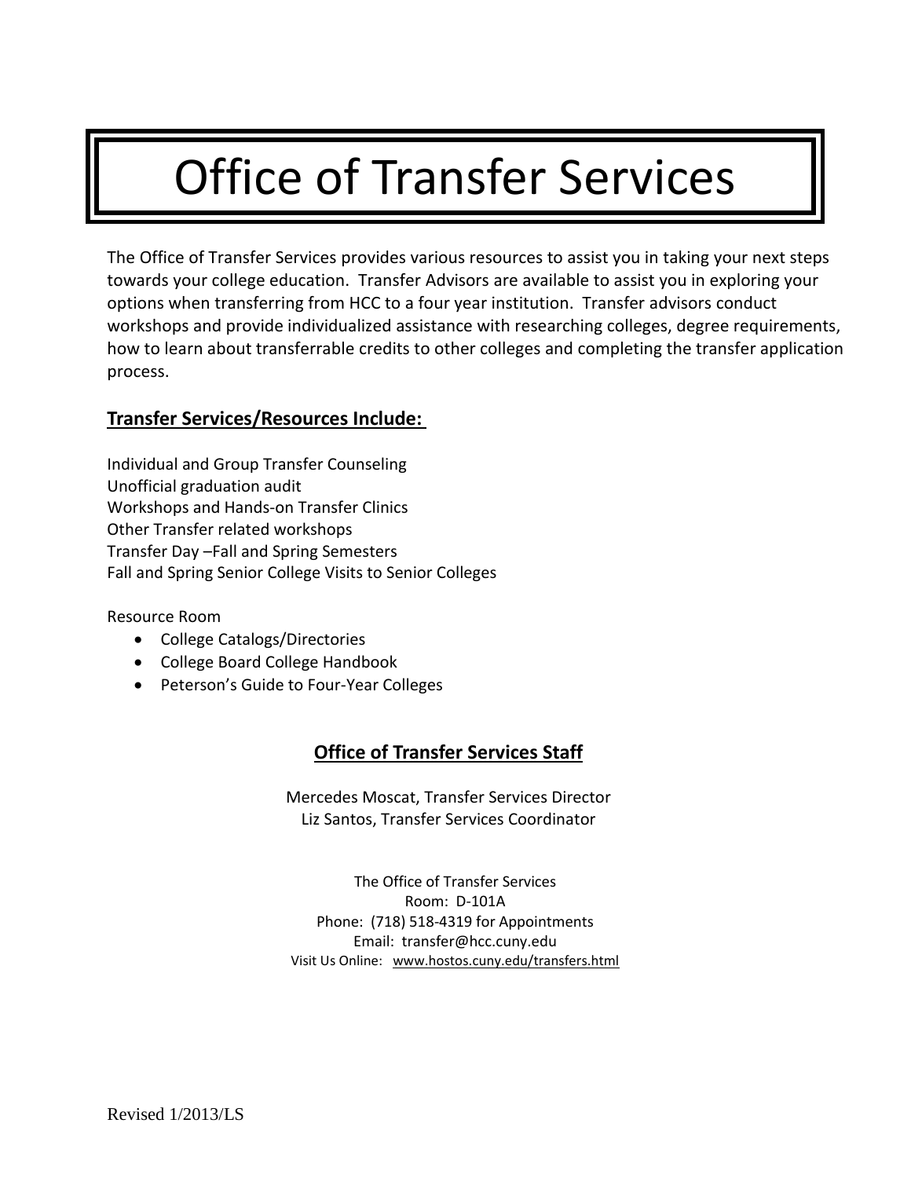# Office of Transfer Services

The Office of Transfer Services provides various resources to assist you in taking your next steps towards your college education. Transfer Advisors are available to assist you in exploring your options when transferring from HCC to a four year institution. Transfer advisors conduct workshops and provide individualized assistance with researching colleges, degree requirements, how to learn about transferrable credits to other colleges and completing the transfer application process.

## Transfer Services/Resources Include:

Individual and Group Transfer Counseling
Unofficial graduation audit
Workshops and Hands-on Transfer Clinics
Other Transfer related workshops
Transfer Day –Fall and Spring Semesters
Fall and Spring Senior College Visits to Senior Colleges

Resource Room

- College Catalogs/Directories
- College Board College Handbook
- Peterson's Guide to Four-Year Colleges

## Office of Transfer Services Staff

Mercedes Moscat, Transfer Services Director
Liz Santos, Transfer Services Coordinator

The Office of Transfer Services
Room: D-101A
Phone: (718) 518-4319 for Appointments
Email: transfer@hcc.cuny.edu
Visit Us Online: www.hostos.cuny.edu/transfers.html

Revised 1/2013/LS